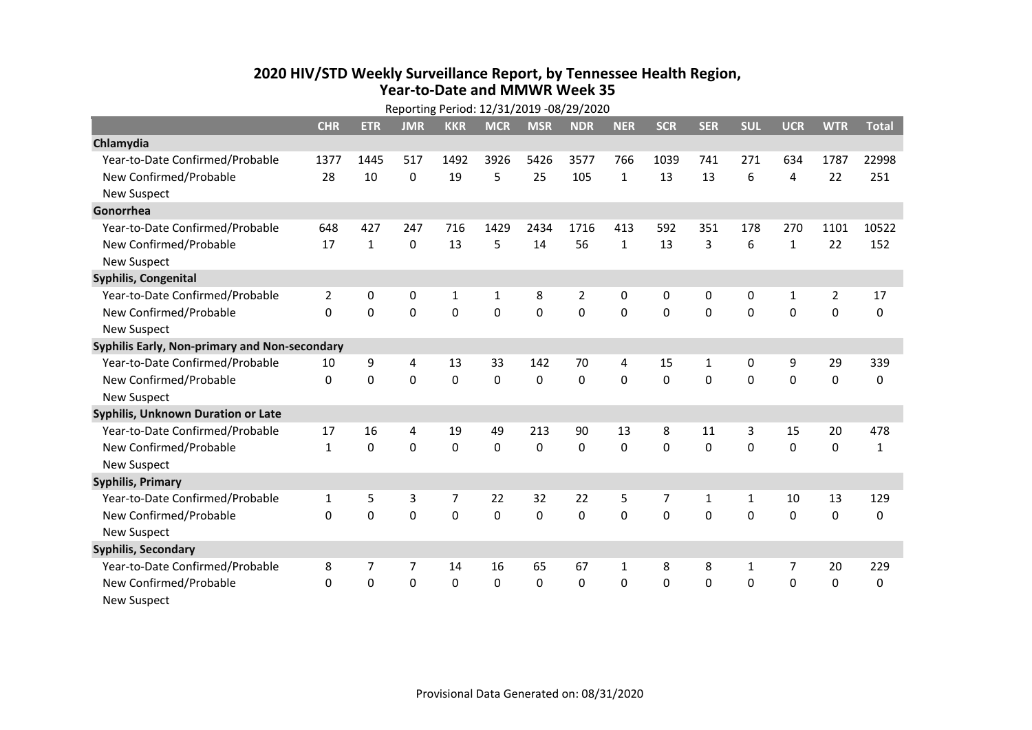# 2020 HIV/STD Weekly Surveillance Report, by Tennessee Health Region, Year-to-Date and MMWR Week 35

Reporting Period: 12/31/2019 -08/29/2020

| | CHR | ETR | JMR | KKR | MCR | MSR | NDR | NER | SCR | SER | SUL | UCR | WTR | Total |
|---|---|---|---|---|---|---|---|---|---|---|---|---|---|---|
| **Chlamydia** | | | | | | | | | | | | | | |
| Year-to-Date Confirmed/Probable | 1377 | 1445 | 517 | 1492 | 3926 | 5426 | 3577 | 766 | 1039 | 741 | 271 | 634 | 1787 | 22998 |
| New Confirmed/Probable | 28 | 10 | 0 | 19 | 5 | 25 | 105 | 1 | 13 | 13 | 6 | 4 | 22 | 251 |
| New Suspect | | | | | | | | | | | | | | |
| **Gonorrhea** | | | | | | | | | | | | | | |
| Year-to-Date Confirmed/Probable | 648 | 427 | 247 | 716 | 1429 | 2434 | 1716 | 413 | 592 | 351 | 178 | 270 | 1101 | 10522 |
| New Confirmed/Probable | 17 | 1 | 0 | 13 | 5 | 14 | 56 | 1 | 13 | 3 | 6 | 1 | 22 | 152 |
| New Suspect | | | | | | | | | | | | | | |
| **Syphilis, Congenital** | | | | | | | | | | | | | | |
| Year-to-Date Confirmed/Probable | 2 | 0 | 0 | 1 | 1 | 8 | 2 | 0 | 0 | 0 | 0 | 1 | 2 | 17 |
| New Confirmed/Probable | 0 | 0 | 0 | 0 | 0 | 0 | 0 | 0 | 0 | 0 | 0 | 0 | 0 | 0 |
| New Suspect | | | | | | | | | | | | | | |
| **Syphilis Early, Non-primary and Non-secondary** | | | | | | | | | | | | | | |
| Year-to-Date Confirmed/Probable | 10 | 9 | 4 | 13 | 33 | 142 | 70 | 4 | 15 | 1 | 0 | 9 | 29 | 339 |
| New Confirmed/Probable | 0 | 0 | 0 | 0 | 0 | 0 | 0 | 0 | 0 | 0 | 0 | 0 | 0 | 0 |
| New Suspect | | | | | | | | | | | | | | |
| **Syphilis, Unknown Duration or Late** | | | | | | | | | | | | | | |
| Year-to-Date Confirmed/Probable | 17 | 16 | 4 | 19 | 49 | 213 | 90 | 13 | 8 | 11 | 3 | 15 | 20 | 478 |
| New Confirmed/Probable | 1 | 0 | 0 | 0 | 0 | 0 | 0 | 0 | 0 | 0 | 0 | 0 | 0 | 1 |
| New Suspect | | | | | | | | | | | | | | |
| **Syphilis, Primary** | | | | | | | | | | | | | | |
| Year-to-Date Confirmed/Probable | 1 | 5 | 3 | 7 | 22 | 32 | 22 | 5 | 7 | 1 | 1 | 10 | 13 | 129 |
| New Confirmed/Probable | 0 | 0 | 0 | 0 | 0 | 0 | 0 | 0 | 0 | 0 | 0 | 0 | 0 | 0 |
| New Suspect | | | | | | | | | | | | | | |
| **Syphilis, Secondary** | | | | | | | | | | | | | | |
| Year-to-Date Confirmed/Probable | 8 | 7 | 7 | 14 | 16 | 65 | 67 | 1 | 8 | 8 | 1 | 7 | 20 | 229 |
| New Confirmed/Probable | 0 | 0 | 0 | 0 | 0 | 0 | 0 | 0 | 0 | 0 | 0 | 0 | 0 | 0 |
| New Suspect | | | | | | | | | | | | | | |

Provisional Data Generated on: 08/31/2020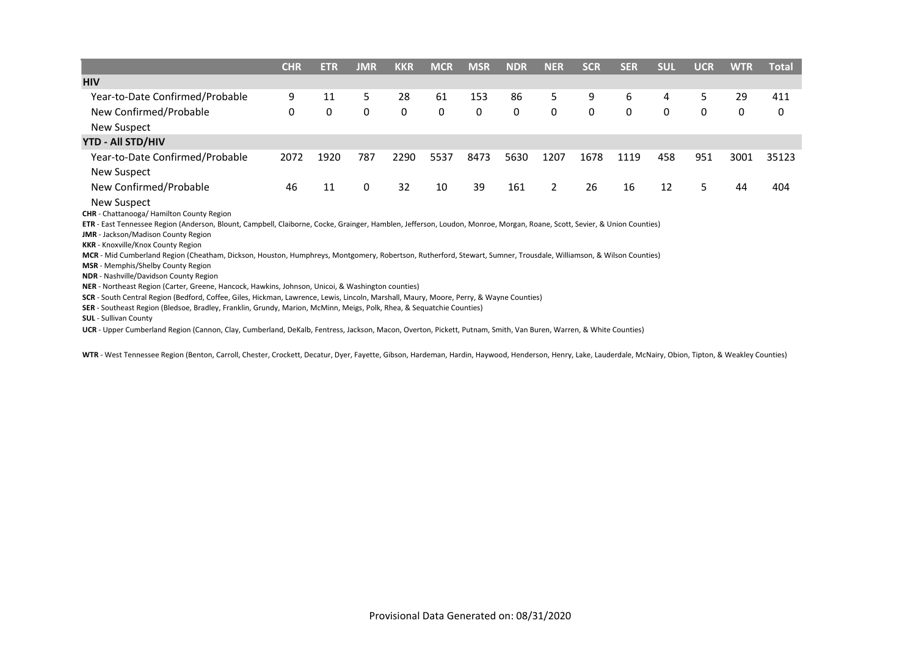| | CHR | ETR | JMR | KKR | MCR | MSR | NDR | NER | SCR | SER | SUL | UCR | WTR | Total |
|---|---|---|---|---|---|---|---|---|---|---|---|---|---|---|
| **HIV** | | | | | | | | | | | | | | |
| Year-to-Date Confirmed/Probable | 9 | 11 | 5 | 28 | 61 | 153 | 86 | 5 | 9 | 6 | 4 | 5 | 29 | 411 |
| New Confirmed/Probable | 0 | 0 | 0 | 0 | 0 | 0 | 0 | 0 | 0 | 0 | 0 | 0 | 0 | 0 |
| New Suspect | | | | | | | | | | | | | | |
| **YTD - All STD/HIV** | | | | | | | | | | | | | | |
| Year-to-Date Confirmed/Probable | 2072 | 1920 | 787 | 2290 | 5537 | 8473 | 5630 | 1207 | 1678 | 1119 | 458 | 951 | 3001 | 35123 |
| New Suspect | | | | | | | | | | | | | | |
| New Confirmed/Probable | 46 | 11 | 0 | 32 | 10 | 39 | 161 | 2 | 26 | 16 | 12 | 5 | 44 | 404 |
| New Suspect | | | | | | | | | | | | | | |

**CHR** - Chattanooga/ Hamilton County Region

**ETR** - East Tennessee Region (Anderson, Blount, Campbell, Claiborne, Cocke, Grainger, Hamblen, Jefferson, Loudon, Monroe, Morgan, Roane, Scott, Sevier, & Union Counties)

**JMR** - Jackson/Madison County Region

**KKR** - Knoxville/Knox County Region

**MCR** - Mid Cumberland Region (Cheatham, Dickson, Houston, Humphreys, Montgomery, Robertson, Rutherford, Stewart, Sumner, Trousdale, Williamson, & Wilson Counties)

**MSR** - Memphis/Shelby County Region

**NDR** - Nashville/Davidson County Region

**NER** - Northeast Region (Carter, Greene, Hancock, Hawkins, Johnson, Unicoi, & Washington counties)

**SCR** - South Central Region (Bedford, Coffee, Giles, Hickman, Lawrence, Lewis, Lincoln, Marshall, Maury, Moore, Perry, & Wayne Counties)

**SER** - Southeast Region (Bledsoe, Bradley, Franklin, Grundy, Marion, McMinn, Meigs, Polk, Rhea, & Sequatchie Counties)

**SUL** - Sullivan County

**UCR** - Upper Cumberland Region (Cannon, Clay, Cumberland, DeKalb, Fentress, Jackson, Macon, Overton, Pickett, Putnam, Smith, Van Buren, Warren, & White Counties)

**WTR** - West Tennessee Region (Benton, Carroll, Chester, Crockett, Decatur, Dyer, Fayette, Gibson, Hardeman, Hardin, Haywood, Henderson, Henry, Lake, Lauderdale, McNairy, Obion, Tipton, & Weakley Counties)

Provisional Data Generated on: 08/31/2020